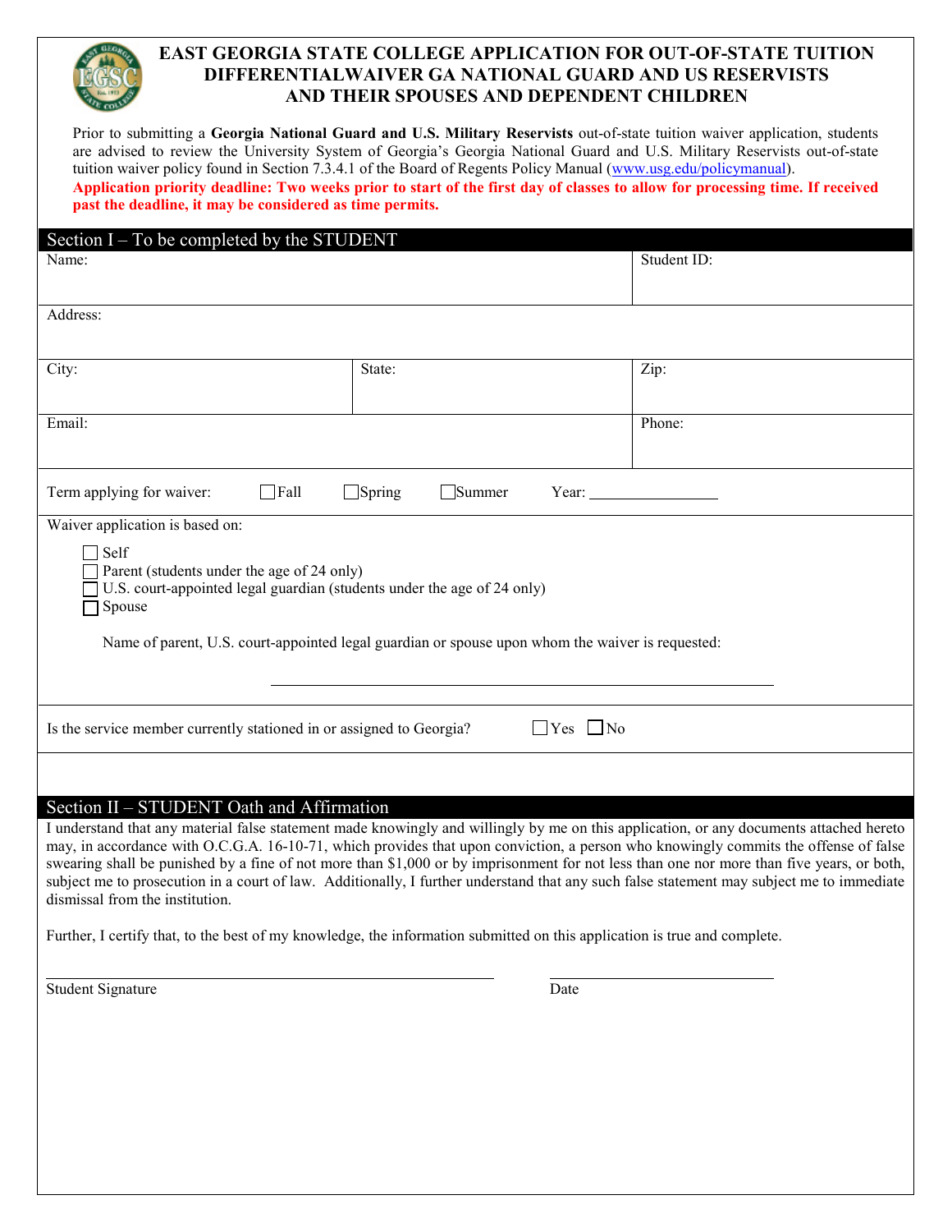# EAST GEORGIA STATE COLLEGE APPLICATION FOR OUT-OF-STATE TUITION DIFFERENTIALWAIVER GA NATIONAL GUARD AND US RESERVISTS AND THEIR SPOUSES AND DEPENDENT CHILDREN

Prior to submitting a **Georgia National Guard and U.S. Military Reservists** out-of-state tuition waiver application, students are advised to review the University System of Georgia's Georgia National Guard and U.S. Military Reservists out-of-state tuition waiver policy found in Section 7.3.4.1 of the Board of Regents Policy Manual (www.usg.edu/policymanual).

**Application priority deadline: Two weeks prior to start of the first day of classes to allow for processing time. If received past the deadline, it may be considered as time permits.**

## Section I – To be completed by the STUDENT

| Name: | | Student ID: |
|---|---|---|
| Address: | | |
| City: | State: | Zip: |
| Email: | | Phone: |

Term applying for waiver: ☐ Fall ☐ Spring ☐ Summer Year: ________________

Waiver application is based on:

- ☐ Self
- ☐ Parent (students under the age of 24 only)
- ☐ U.S. court-appointed legal guardian (students under the age of 24 only)
- ☐ Spouse

Name of parent, U.S. court-appointed legal guardian or spouse upon whom the waiver is requested:

______________________________________________

Is the service member currently stationed in or assigned to Georgia? ☐ Yes ☐ No

## Section II – STUDENT Oath and Affirmation

I understand that any material false statement made knowingly and willingly by me on this application, or any documents attached hereto may, in accordance with O.C.G.A. 16-10-71, which provides that upon conviction, a person who knowingly commits the offense of false swearing shall be punished by a fine of not more than $1,000 or by imprisonment for not less than one nor more than five years, or both, subject me to prosecution in a court of law. Additionally, I further understand that any such false statement may subject me to immediate dismissal from the institution.

Further, I certify that, to the best of my knowledge, the information submitted on this application is true and complete.

______________________________________________ ______________________________

Student Signature Date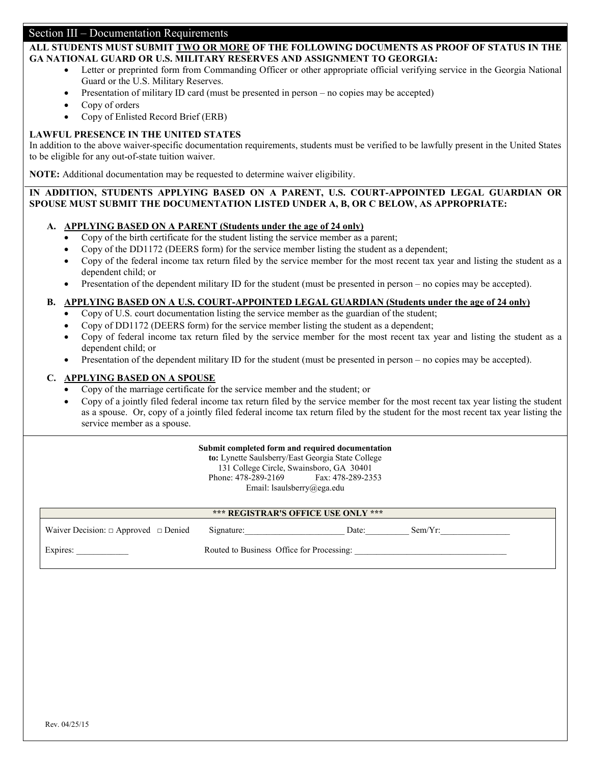## Section III – Documentation Requirements

**ALL STUDENTS MUST SUBMIT TWO OR MORE OF THE FOLLOWING DOCUMENTS AS PROOF OF STATUS IN THE GA NATIONAL GUARD OR U.S. MILITARY RESERVES AND ASSIGNMENT TO GEORGIA:**

- Letter or preprinted form from Commanding Officer or other appropriate official verifying service in the Georgia National Guard or the U.S. Military Reserves.
- Presentation of military ID card (must be presented in person – no copies may be accepted)
- Copy of orders
- Copy of Enlisted Record Brief (ERB)

**LAWFUL PRESENCE IN THE UNITED STATES**

In addition to the above waiver-specific documentation requirements, students must be verified to be lawfully present in the United States to be eligible for any out-of-state tuition waiver.

**NOTE:** Additional documentation may be requested to determine waiver eligibility.

**IN ADDITION, STUDENTS APPLYING BASED ON A PARENT, U.S. COURT-APPOINTED LEGAL GUARDIAN OR SPOUSE MUST SUBMIT THE DOCUMENTATION LISTED UNDER A, B, OR C BELOW, AS APPROPRIATE:**

**A. APPLYING BASED ON A PARENT (Students under the age of 24 only)**

- Copy of the birth certificate for the student listing the service member as a parent;
- Copy of the DD1172 (DEERS form) for the service member listing the student as a dependent;
- Copy of the federal income tax return filed by the service member for the most recent tax year and listing the student as a dependent child; or
- Presentation of the dependent military ID for the student (must be presented in person – no copies may be accepted).

**B. APPLYING BASED ON A U.S. COURT-APPOINTED LEGAL GUARDIAN (Students under the age of 24 only)**

- Copy of U.S. court documentation listing the service member as the guardian of the student;
- Copy of DD1172 (DEERS form) for the service member listing the student as a dependent;
- Copy of federal income tax return filed by the service member for the most recent tax year and listing the student as a dependent child; or
- Presentation of the dependent military ID for the student (must be presented in person – no copies may be accepted).

**C. APPLYING BASED ON A SPOUSE**

- Copy of the marriage certificate for the service member and the student; or
- Copy of a jointly filed federal income tax return filed by the service member for the most recent tax year listing the student as a spouse. Or, copy of a jointly filed federal income tax return filed by the student for the most recent tax year listing the service member as a spouse.

**Submit completed form and required documentation**
**to:** Lynette Saulsberry/East Georgia State College
131 College Circle, Swainsboro, GA 30401
Phone: 478-289-2169 Fax: 478-289-2353
Email: lsaulsberry@ega.edu

**\*\*\* REGISTRAR'S OFFICE USE ONLY \*\*\***

Waiver Decision: □ Approved □ Denied Signature:_______________________ Date:__________ Sem/Yr:________________

Expires: ____________ Routed to Business Office for Processing: ___________________________________

Rev. 04/25/15